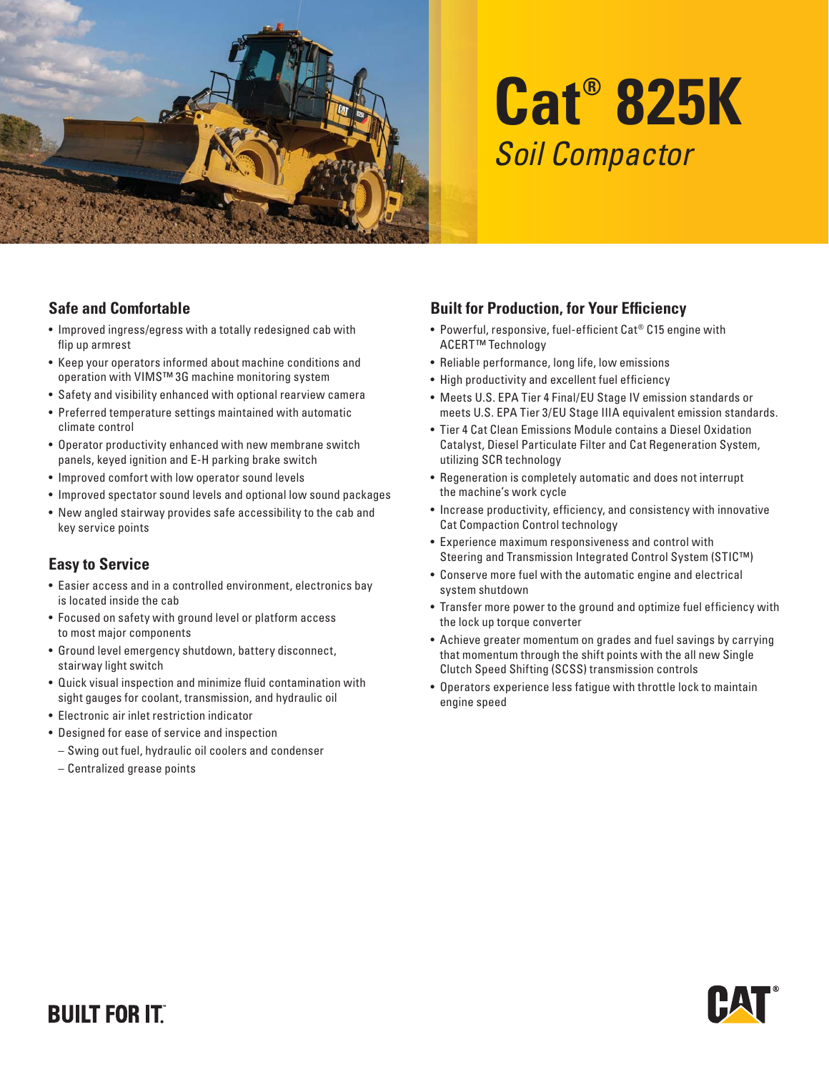# Cat® 825K

## *Soil Compactor*

### Safe and Comfortable

- Improved ingress/egress with a totally redesigned cab with flip up armrest
- Keep your operators informed about machine conditions and operation with VIMS™ 3G machine monitoring system
- Safety and visibility enhanced with optional rearview camera
- Preferred temperature settings maintained with automatic climate control
- Operator productivity enhanced with new membrane switch panels, keyed ignition and E-H parking brake switch
- Improved comfort with low operator sound levels
- Improved spectator sound levels and optional low sound packages
- New angled stairway provides safe accessibility to the cab and key service points

### Easy to Service

- Easier access and in a controlled environment, electronics bay is located inside the cab
- Focused on safety with ground level or platform access to most major components
- Ground level emergency shutdown, battery disconnect, stairway light switch
- Quick visual inspection and minimize fluid contamination with sight gauges for coolant, transmission, and hydraulic oil
- Electronic air inlet restriction indicator
- Designed for ease of service and inspection
  - Swing out fuel, hydraulic oil coolers and condenser
  - Centralized grease points

### Built for Production, for Your Efficiency

- Powerful, responsive, fuel-efficient Cat® C15 engine with ACERT™ Technology
- Reliable performance, long life, low emissions
- High productivity and excellent fuel efficiency
- Meets U.S. EPA Tier 4 Final/EU Stage IV emission standards or meets U.S. EPA Tier 3/EU Stage IIIA equivalent emission standards.
- Tier 4 Cat Clean Emissions Module contains a Diesel Oxidation Catalyst, Diesel Particulate Filter and Cat Regeneration System, utilizing SCR technology
- Regeneration is completely automatic and does not interrupt the machine's work cycle
- Increase productivity, efficiency, and consistency with innovative Cat Compaction Control technology
- Experience maximum responsiveness and control with Steering and Transmission Integrated Control System (STIC™)
- Conserve more fuel with the automatic engine and electrical system shutdown
- Transfer more power to the ground and optimize fuel efficiency with the lock up torque converter
- Achieve greater momentum on grades and fuel savings by carrying that momentum through the shift points with the all new Single Clutch Speed Shifting (SCSS) transmission controls
- Operators experience less fatigue with throttle lock to maintain engine speed

BUILT FOR IT.™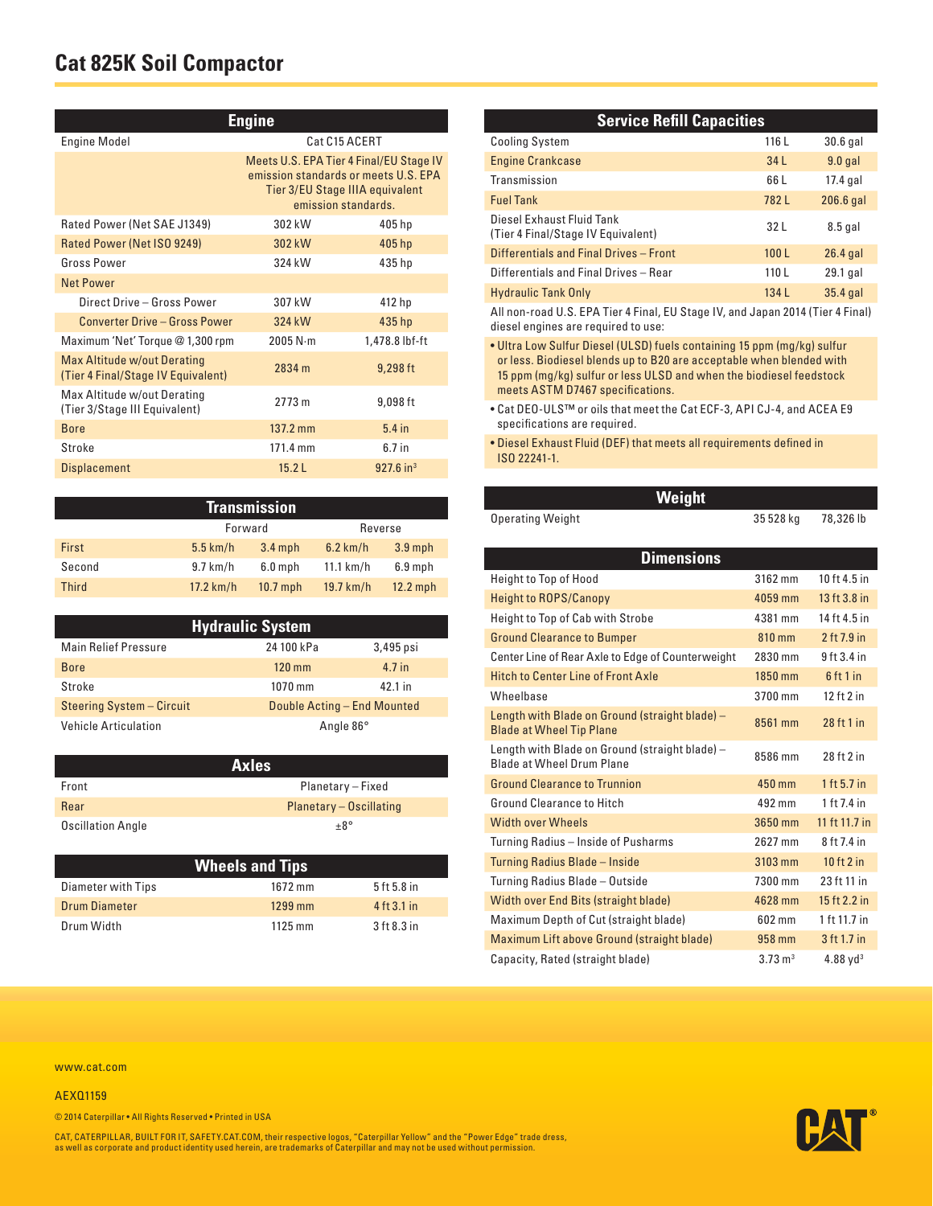# Cat 825K Soil Compactor

| Engine | | |
|---|---|---|
| Engine Model | Cat C15 ACERT | |
| | Meets U.S. EPA Tier 4 Final/EU Stage IV emission standards or meets U.S. EPA Tier 3/EU Stage IIIA equivalent emission standards. | |
| Rated Power (Net SAE J1349) | 302 kW | 405 hp |
| Rated Power (Net ISO 9249) | 302 kW | 405 hp |
| Gross Power | 324 kW | 435 hp |
| Net Power | | |
| Direct Drive – Gross Power | 307 kW | 412 hp |
| Converter Drive – Gross Power | 324 kW | 435 hp |
| Maximum 'Net' Torque @ 1,300 rpm | 2005 N·m | 1,478.8 lbf-ft |
| Max Altitude w/out Derating (Tier 4 Final/Stage IV Equivalent) | 2834 m | 9,298 ft |
| Max Altitude w/out Derating (Tier 3/Stage III Equivalent) | 2773 m | 9,098 ft |
| Bore | 137.2 mm | 5.4 in |
| Stroke | 171.4 mm | 6.7 in |
| Displacement | 15.2 L | 927.6 in³ |

| Transmission | | | | |
|---|---|---|---|---|
| | Forward | | Reverse | |
| First | 5.5 km/h | 3.4 mph | 6.2 km/h | 3.9 mph |
| Second | 9.7 km/h | 6.0 mph | 11.1 km/h | 6.9 mph |
| Third | 17.2 km/h | 10.7 mph | 19.7 km/h | 12.2 mph |

| Hydraulic System | | |
|---|---|---|
| Main Relief Pressure | 24 100 kPa | 3,495 psi |
| Bore | 120 mm | 4.7 in |
| Stroke | 1070 mm | 42.1 in |
| Steering System – Circuit | Double Acting – End Mounted | |
| Vehicle Articulation | Angle 86° | |

| Axles | |
|---|---|
| Front | Planetary – Fixed |
| Rear | Planetary – Oscillating |
| Oscillation Angle | ±8° |

| Wheels and Tips | | |
|---|---|---|
| Diameter with Tips | 1672 mm | 5 ft 5.8 in |
| Drum Diameter | 1299 mm | 4 ft 3.1 in |
| Drum Width | 1125 mm | 3 ft 8.3 in |

| Service Refill Capacities | | |
|---|---|---|
| Cooling System | 116 L | 30.6 gal |
| Engine Crankcase | 34 L | 9.0 gal |
| Transmission | 66 L | 17.4 gal |
| Fuel Tank | 782 L | 206.6 gal |
| Diesel Exhaust Fluid Tank (Tier 4 Final/Stage IV Equivalent) | 32 L | 8.5 gal |
| Differentials and Final Drives – Front | 100 L | 26.4 gal |
| Differentials and Final Drives – Rear | 110 L | 29.1 gal |
| Hydraulic Tank Only | 134 L | 35.4 gal |

All non-road U.S. EPA Tier 4 Final, EU Stage IV, and Japan 2014 (Tier 4 Final) diesel engines are required to use:

- Ultra Low Sulfur Diesel (ULSD) fuels containing 15 ppm (mg/kg) sulfur or less. Biodiesel blends up to B20 are acceptable when blended with 15 ppm (mg/kg) sulfur or less ULSD and when the biodiesel feedstock meets ASTM D7467 specifications.
- Cat DEO-ULS™ or oils that meet the Cat ECF-3, API CJ-4, and ACEA E9 specifications are required.
- Diesel Exhaust Fluid (DEF) that meets all requirements defined in ISO 22241-1.

| Weight | | |
|---|---|---|
| Operating Weight | 35 528 kg | 78,326 lb |

| Dimensions | | |
|---|---|---|
| Height to Top of Hood | 3162 mm | 10 ft 4.5 in |
| Height to ROPS/Canopy | 4059 mm | 13 ft 3.8 in |
| Height to Top of Cab with Strobe | 4381 mm | 14 ft 4.5 in |
| Ground Clearance to Bumper | 810 mm | 2 ft 7.9 in |
| Center Line of Rear Axle to Edge of Counterweight | 2830 mm | 9 ft 3.4 in |
| Hitch to Center Line of Front Axle | 1850 mm | 6 ft 1 in |
| Wheelbase | 3700 mm | 12 ft 2 in |
| Length with Blade on Ground (straight blade) – Blade at Wheel Tip Plane | 8561 mm | 28 ft 1 in |
| Length with Blade on Ground (straight blade) – Blade at Wheel Drum Plane | 8586 mm | 28 ft 2 in |
| Ground Clearance to Trunnion | 450 mm | 1 ft 5.7 in |
| Ground Clearance to Hitch | 492 mm | 1 ft 7.4 in |
| Width over Wheels | 3650 mm | 11 ft 11.7 in |
| Turning Radius – Inside of Pusharms | 2627 mm | 8 ft 7.4 in |
| Turning Radius Blade – Inside | 3103 mm | 10 ft 2 in |
| Turning Radius Blade – Outside | 7300 mm | 23 ft 11 in |
| Width over End Bits (straight blade) | 4628 mm | 15 ft 2.2 in |
| Maximum Depth of Cut (straight blade) | 602 mm | 1 ft 11.7 in |
| Maximum Lift above Ground (straight blade) | 958 mm | 3 ft 1.7 in |
| Capacity, Rated (straight blade) | 3.73 m³ | 4.88 yd³ |

www.cat.com

AEXQ1159

© 2014 Caterpillar • All Rights Reserved • Printed in USA

CAT, CATERPILLAR, BUILT FOR IT, SAFETY.CAT.COM, their respective logos, "Caterpillar Yellow" and the "Power Edge" trade dress, as well as corporate and product identity used herein, are trademarks of Caterpillar and may not be used without permission.